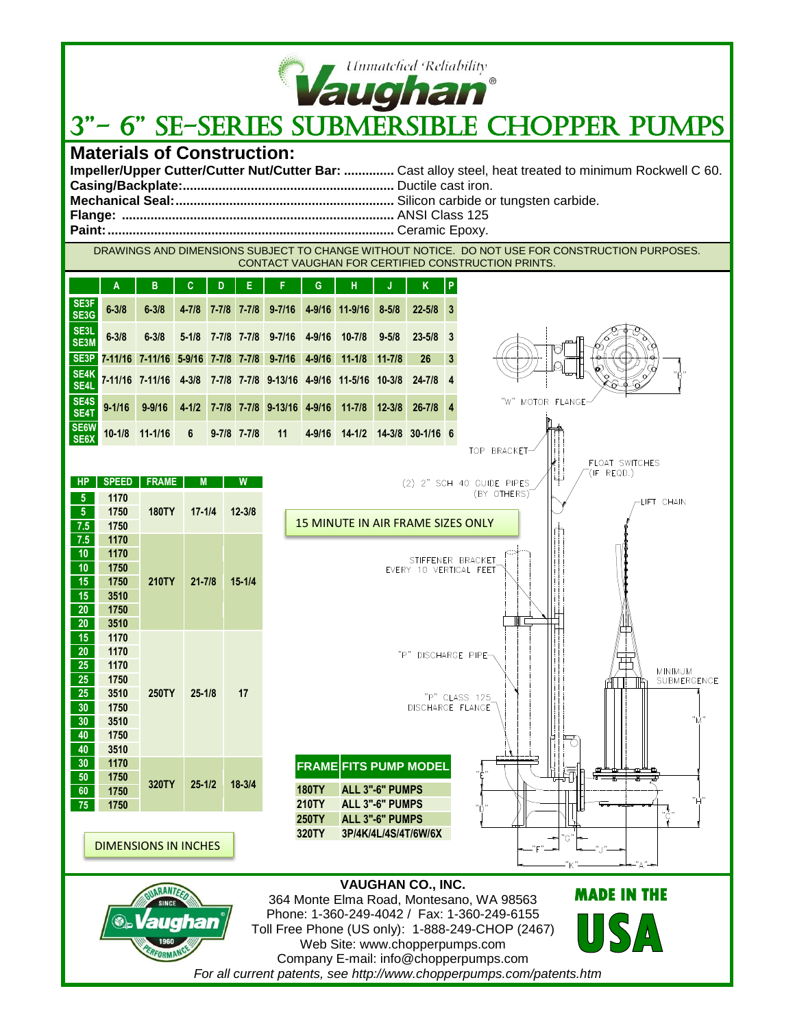*Unmatched Reliability*

**Vaughan®**

# 3"- 6" SE-SERIES SUBMERSIBLE CHOPPER PUMPS

## Materials of Construction:

**Impeller/Upper Cutter/Cutter Nut/Cutter Bar:** .............. Cast alloy steel, heat treated to minimum Rockwell C 60.
**Casing/Backplate:**.......................................................... Ductile cast iron.
**Mechanical Seal:**............................................................ Silicon carbide or tungsten carbide.
**Flange:** ........................................................................... ANSI Class 125
**Paint:**............................................................................... Ceramic Epoxy.

DRAWINGS AND DIMENSIONS SUBJECT TO CHANGE WITHOUT NOTICE. DO NOT USE FOR CONSTRUCTION PURPOSES. CONTACT VAUGHAN FOR CERTIFIED CONSTRUCTION PRINTS.

| | A | B | C | D | E | F | G | H | J | K | P |
|---|---|---|---|---|---|---|---|---|---|---|---|
| SE3F SE3G | 6-3/8 | 6-3/8 | 4-7/8 | 7-7/8 | 7-7/8 | 9-7/16 | 4-9/16 | 11-9/16 | 8-5/8 | 22-5/8 | 3 |
| SE3L SE3M | 6-3/8 | 6-3/8 | 5-1/8 | 7-7/8 | 7-7/8 | 9-7/16 | 4-9/16 | 10-7/8 | 9-5/8 | 23-5/8 | 3 |
| SE3P | 7-11/16 | 7-11/16 | 5-9/16 | 7-7/8 | 7-7/8 | 9-7/16 | 4-9/16 | 11-1/8 | 11-7/8 | 26 | 3 |
| SE4K SE4L | 7-11/16 | 7-11/16 | 4-3/8 | 7-7/8 | 7-7/8 | 9-13/16 | 4-9/16 | 11-5/16 | 10-3/8 | 24-7/8 | 4 |
| SE4S SE4T | 9-1/16 | 9-9/16 | 4-1/2 | 7-7/8 | 7-7/8 | 9-13/16 | 4-9/16 | 11-7/8 | 12-3/8 | 26-7/8 | 4 |
| SE6W SE6X | 10-1/8 | 11-1/16 | 6 | 9-7/8 | 7-7/8 | 11 | 4-9/16 | 14-1/2 | 14-3/8 | 30-1/16 | 6 |

| HP | SPEED | FRAME | M | W |
|---|---|---|---|---|
| 5 | 1170 | 180TY | 17-1/4 | 12-3/8 |
| 5 | 1750 | | | |
| 7.5 | 1750 | | | |
| 7.5 | 1170 | 210TY | 21-7/8 | 15-1/4 |
| 10 | 1170 | | | |
| 10 | 1750 | | | |
| 15 | 1750 | | | |
| 15 | 3510 | | | |
| 20 | 1750 | | | |
| 20 | 3510 | | | |
| 15 | 1170 | 250TY | 25-1/8 | 17 |
| 20 | 1170 | | | |
| 25 | 1170 | | | |
| 25 | 1750 | | | |
| 25 | 3510 | | | |
| 30 | 1750 | | | |
| 30 | 3510 | | | |
| 40 | 1750 | | | |
| 40 | 3510 | | | |
| 30 | 1170 | 320TY | 25-1/2 | 18-3/4 |
| 50 | 1750 | | | |
| 60 | 1750 | | | |
| 75 | 1750 | | | |

DIMENSIONS IN INCHES

15 MINUTE IN AIR FRAME SIZES ONLY

| FRAME | FITS PUMP MODEL |
|---|---|
| 180TY | ALL 3"-6" PUMPS |
| 210TY | ALL 3"-6" PUMPS |
| 250TY | ALL 3"-6" PUMPS |
| 320TY | 3P/4K/4L/4S/4T/6W/6X |

"W" MOTOR FLANGE, TOP BRACKET, FLOAT SWITCHES (IF REQD.), (2) 2" SCH 40 GUIDE PIPES (BY OTHERS), LIFT CHAIN, STIFFENER BRACKET EVERY 10 VERTICAL FEET, "P" DISCHARGE PIPE, "P" CLASS 125 DISCHARGE FLANCE, MINIMUM SUBMERGENCE, "M", "B", "E", "D", "H", "C", "G", "F", "J", "K", "A"

**VAUGHAN CO., INC.**
364 Monte Elma Road, Montesano, WA 98563
Phone: 1-360-249-4042 / Fax: 1-360-249-6155
Toll Free Phone (US only): 1-888-249-CHOP (2467)
Web Site: www.chopperpumps.com
Company E-mail: info@chopperpumps.com

GUARANTEED PERFORMANCE SINCE 1960 Vaughan

MADE IN THE USA

*For all current patents, see http://www.chopperpumps.com/patents.htm*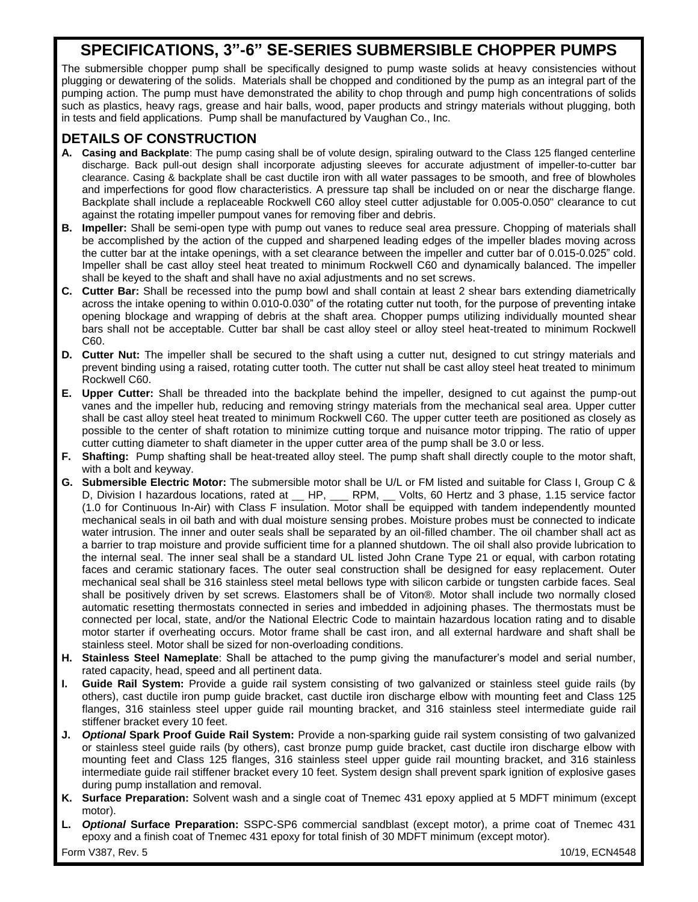# SPECIFICATIONS, 3"-6" SE-SERIES SUBMERSIBLE CHOPPER PUMPS

The submersible chopper pump shall be specifically designed to pump waste solids at heavy consistencies without plugging or dewatering of the solids. Materials shall be chopped and conditioned by the pump as an integral part of the pumping action. The pump must have demonstrated the ability to chop through and pump high concentrations of solids such as plastics, heavy rags, grease and hair balls, wood, paper products and stringy materials without plugging, both in tests and field applications. Pump shall be manufactured by Vaughan Co., Inc.

## DETAILS OF CONSTRUCTION

**A. Casing and Backplate**: The pump casing shall be of volute design, spiraling outward to the Class 125 flanged centerline discharge. Back pull-out design shall incorporate adjusting sleeves for accurate adjustment of impeller-to-cutter bar clearance. Casing & backplate shall be cast ductile iron with all water passages to be smooth, and free of blowholes and imperfections for good flow characteristics. A pressure tap shall be included on or near the discharge flange. Backplate shall include a replaceable Rockwell C60 alloy steel cutter adjustable for 0.005-0.050" clearance to cut against the rotating impeller pumpout vanes for removing fiber and debris.

**B. Impeller:** Shall be semi-open type with pump out vanes to reduce seal area pressure. Chopping of materials shall be accomplished by the action of the cupped and sharpened leading edges of the impeller blades moving across the cutter bar at the intake openings, with a set clearance between the impeller and cutter bar of 0.015-0.025" cold. Impeller shall be cast alloy steel heat treated to minimum Rockwell C60 and dynamically balanced. The impeller shall be keyed to the shaft and shall have no axial adjustments and no set screws.

**C. Cutter Bar:** Shall be recessed into the pump bowl and shall contain at least 2 shear bars extending diametrically across the intake opening to within 0.010-0.030" of the rotating cutter nut tooth, for the purpose of preventing intake opening blockage and wrapping of debris at the shaft area. Chopper pumps utilizing individually mounted shear bars shall not be acceptable. Cutter bar shall be cast alloy steel or alloy steel heat-treated to minimum Rockwell C60.

**D. Cutter Nut:** The impeller shall be secured to the shaft using a cutter nut, designed to cut stringy materials and prevent binding using a raised, rotating cutter tooth. The cutter nut shall be cast alloy steel heat treated to minimum Rockwell C60.

**E. Upper Cutter:** Shall be threaded into the backplate behind the impeller, designed to cut against the pump-out vanes and the impeller hub, reducing and removing stringy materials from the mechanical seal area. Upper cutter shall be cast alloy steel heat treated to minimum Rockwell C60. The upper cutter teeth are positioned as closely as possible to the center of shaft rotation to minimize cutting torque and nuisance motor tripping. The ratio of upper cutter cutting diameter to shaft diameter in the upper cutter area of the pump shall be 3.0 or less.

**F. Shafting:** Pump shafting shall be heat-treated alloy steel. The pump shaft shall directly couple to the motor shaft, with a bolt and keyway.

**G. Submersible Electric Motor:** The submersible motor shall be U/L or FM listed and suitable for Class I, Group C & D, Division I hazardous locations, rated at __ HP, ___ RPM, __ Volts, 60 Hertz and 3 phase, 1.15 service factor (1.0 for Continuous In-Air) with Class F insulation. Motor shall be equipped with tandem independently mounted mechanical seals in oil bath and with dual moisture sensing probes. Moisture probes must be connected to indicate water intrusion. The inner and outer seals shall be separated by an oil-filled chamber. The oil chamber shall act as a barrier to trap moisture and provide sufficient time for a planned shutdown. The oil shall also provide lubrication to the internal seal. The inner seal shall be a standard UL listed John Crane Type 21 or equal, with carbon rotating faces and ceramic stationary faces. The outer seal construction shall be designed for easy replacement. Outer mechanical seal shall be 316 stainless steel metal bellows type with silicon carbide or tungsten carbide faces. Seal shall be positively driven by set screws. Elastomers shall be of Viton®. Motor shall include two normally closed automatic resetting thermostats connected in series and imbedded in adjoining phases. The thermostats must be connected per local, state, and/or the National Electric Code to maintain hazardous location rating and to disable motor starter if overheating occurs. Motor frame shall be cast iron, and all external hardware and shaft shall be stainless steel. Motor shall be sized for non-overloading conditions.

**H. Stainless Steel Nameplate**: Shall be attached to the pump giving the manufacturer's model and serial number, rated capacity, head, speed and all pertinent data.

**I. Guide Rail System:** Provide a guide rail system consisting of two galvanized or stainless steel guide rails (by others), cast ductile iron pump guide bracket, cast ductile iron discharge elbow with mounting feet and Class 125 flanges, 316 stainless steel upper guide rail mounting bracket, and 316 stainless steel intermediate guide rail stiffener bracket every 10 feet.

**J. *Optional* Spark Proof Guide Rail System:** Provide a non-sparking guide rail system consisting of two galvanized or stainless steel guide rails (by others), cast bronze pump guide bracket, cast ductile iron discharge elbow with mounting feet and Class 125 flanges, 316 stainless steel upper guide rail mounting bracket, and 316 stainless intermediate guide rail stiffener bracket every 10 feet. System design shall prevent spark ignition of explosive gases during pump installation and removal.

**K. Surface Preparation:** Solvent wash and a single coat of Tnemec 431 epoxy applied at 5 MDFT minimum (except motor).

**L. *Optional* Surface Preparation:** SSPC-SP6 commercial sandblast (except motor), a prime coat of Tnemec 431 epoxy and a finish coat of Tnemec 431 epoxy for total finish of 30 MDFT minimum (except motor).

Form V387, Rev. 5 10/19, ECN4548